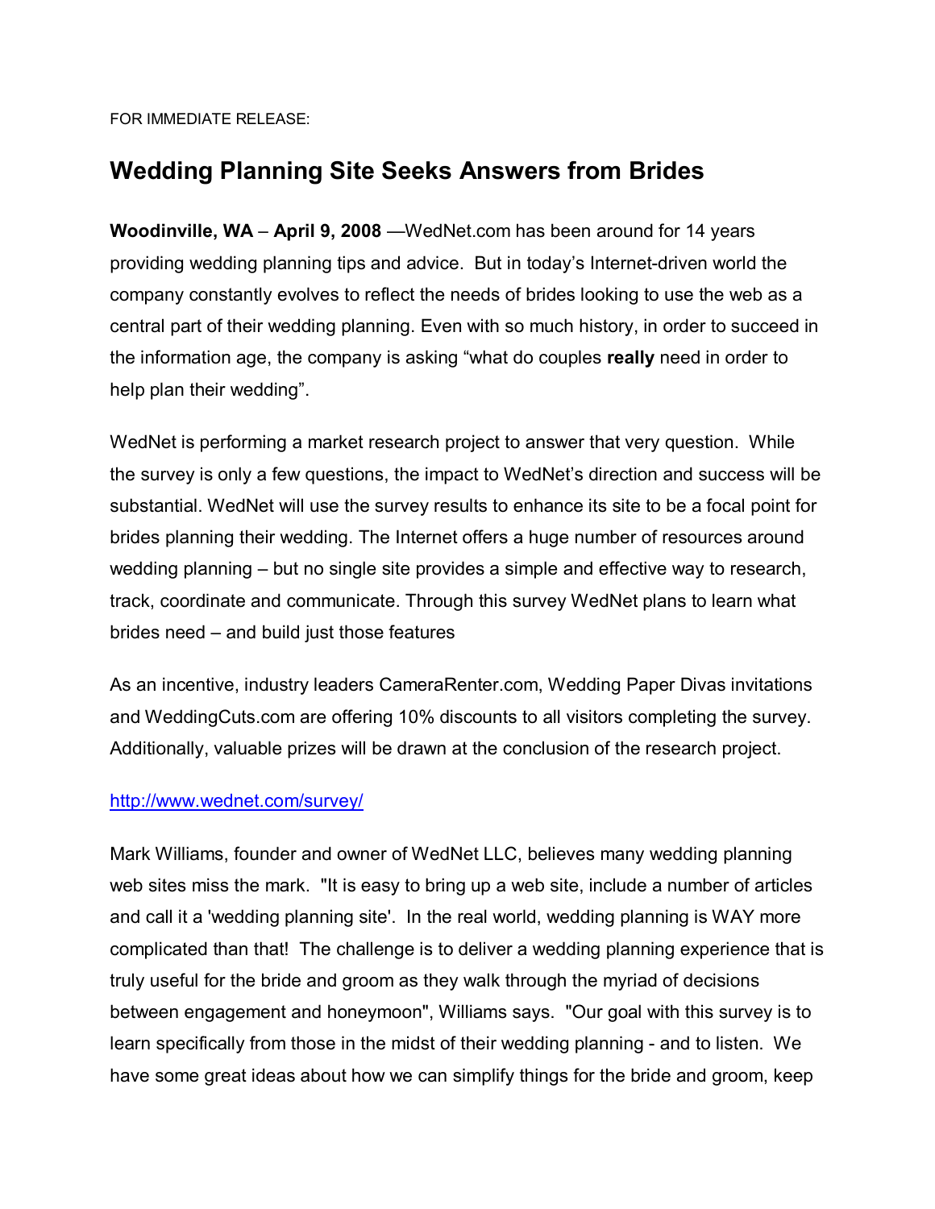FOR IMMEDIATE RELEASE:

# Wedding Planning Site Seeks Answers from Brides

**Woodinville, WA** – **April 9, 2008** —WedNet.com has been around for 14 years providing wedding planning tips and advice. But in today's Internet-driven world the company constantly evolves to reflect the needs of brides looking to use the web as a central part of their wedding planning. Even with so much history, in order to succeed in the information age, the company is asking "what do couples **really** need in order to help plan their wedding".

WedNet is performing a market research project to answer that very question. While the survey is only a few questions, the impact to WedNet's direction and success will be substantial. WedNet will use the survey results to enhance its site to be a focal point for brides planning their wedding. The Internet offers a huge number of resources around wedding planning – but no single site provides a simple and effective way to research, track, coordinate and communicate. Through this survey WedNet plans to learn what brides need – and build just those features

As an incentive, industry leaders CameraRenter.com, Wedding Paper Divas invitations and WeddingCuts.com are offering 10% discounts to all visitors completing the survey. Additionally, valuable prizes will be drawn at the conclusion of the research project.

http://www.wednet.com/survey/

Mark Williams, founder and owner of WedNet LLC, believes many wedding planning web sites miss the mark. "It is easy to bring up a web site, include a number of articles and call it a 'wedding planning site'. In the real world, wedding planning is WAY more complicated than that! The challenge is to deliver a wedding planning experience that is truly useful for the bride and groom as they walk through the myriad of decisions between engagement and honeymoon", Williams says. "Our goal with this survey is to learn specifically from those in the midst of their wedding planning - and to listen. We have some great ideas about how we can simplify things for the bride and groom, keep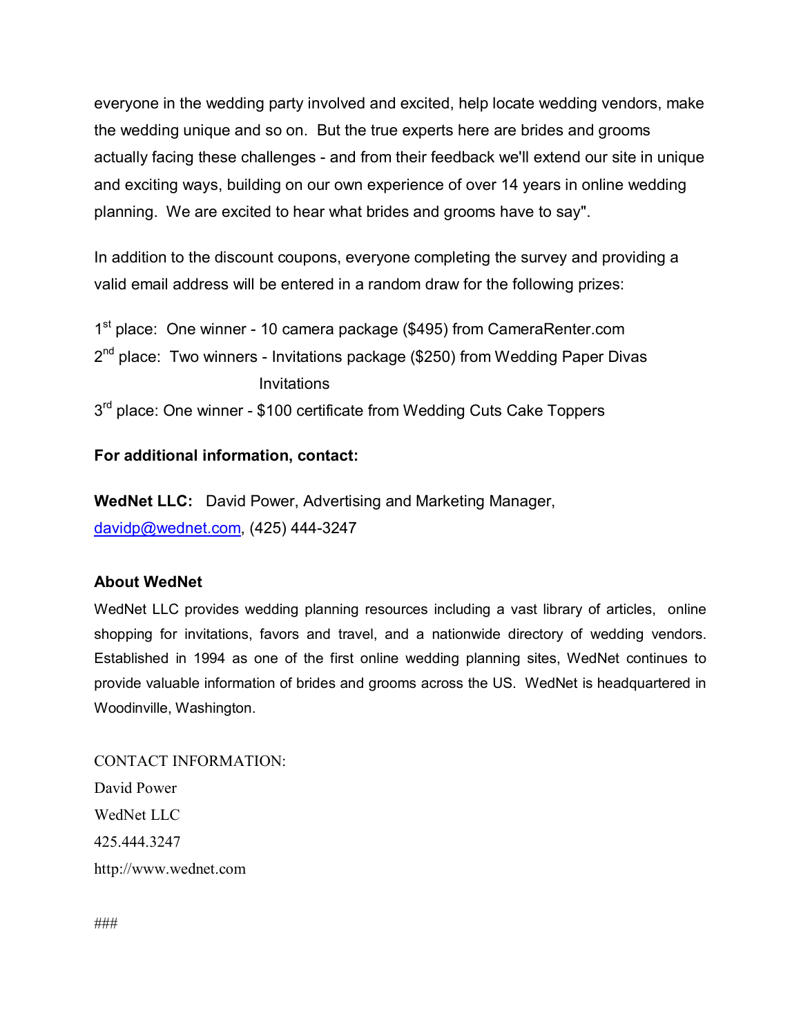everyone in the wedding party involved and excited, help locate wedding vendors, make the wedding unique and so on. But the true experts here are brides and grooms actually facing these challenges - and from their feedback we'll extend our site in unique and exciting ways, building on our own experience of over 14 years in online wedding planning. We are excited to hear what brides and grooms have to say".

In addition to the discount coupons, everyone completing the survey and providing a valid email address will be entered in a random draw for the following prizes:

1st place: One winner - 10 camera package ($495) from CameraRenter.com
2nd place: Two winners - Invitations package ($250) from Wedding Paper Divas Invitations
3rd place: One winner - $100 certificate from Wedding Cuts Cake Toppers

**For additional information, contact:**

**WedNet LLC:** David Power, Advertising and Marketing Manager, davidp@wednet.com, (425) 444-3247

**About WedNet**

WedNet LLC provides wedding planning resources including a vast library of articles, online shopping for invitations, favors and travel, and a nationwide directory of wedding vendors. Established in 1994 as one of the first online wedding planning sites, WedNet continues to provide valuable information of brides and grooms across the US. WedNet is headquartered in Woodinville, Washington.

CONTACT INFORMATION:
David Power
WedNet LLC
425.444.3247
http://www.wednet.com

###